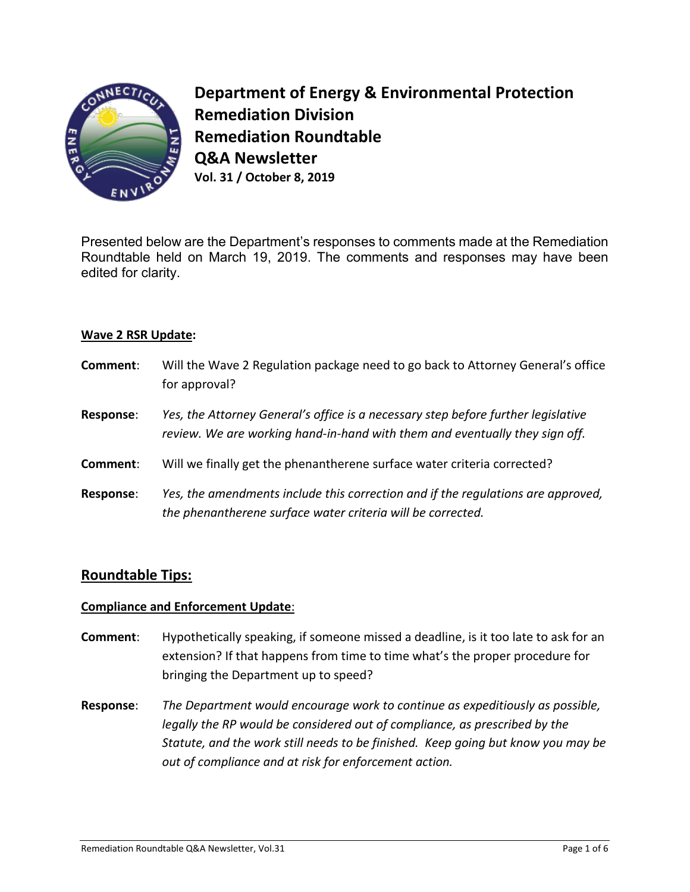# Department of Energy & Environmental Protection
# Remediation Division
# Remediation Roundtable
# Q&A Newsletter
**Vol. 31 / October 8, 2019**

Presented below are the Department's responses to comments made at the Remediation Roundtable held on March 19, 2019. The comments and responses may have been edited for clarity.

**Wave 2 RSR Update:**

**Comment**: Will the Wave 2 Regulation package need to go back to Attorney General's office for approval?

**Response**: *Yes, the Attorney General's office is a necessary step before further legislative review. We are working hand-in-hand with them and eventually they sign off.*

**Comment**: Will we finally get the phenantherene surface water criteria corrected?

**Response**: *Yes, the amendments include this correction and if the regulations are approved, the phenantherene surface water criteria will be corrected.*

## Roundtable Tips:

**Compliance and Enforcement Update**:

**Comment**: Hypothetically speaking, if someone missed a deadline, is it too late to ask for an extension? If that happens from time to time what's the proper procedure for bringing the Department up to speed?

**Response**: *The Department would encourage work to continue as expeditiously as possible, legally the RP would be considered out of compliance, as prescribed by the Statute, and the work still needs to be finished. Keep going but know you may be out of compliance and at risk for enforcement action.*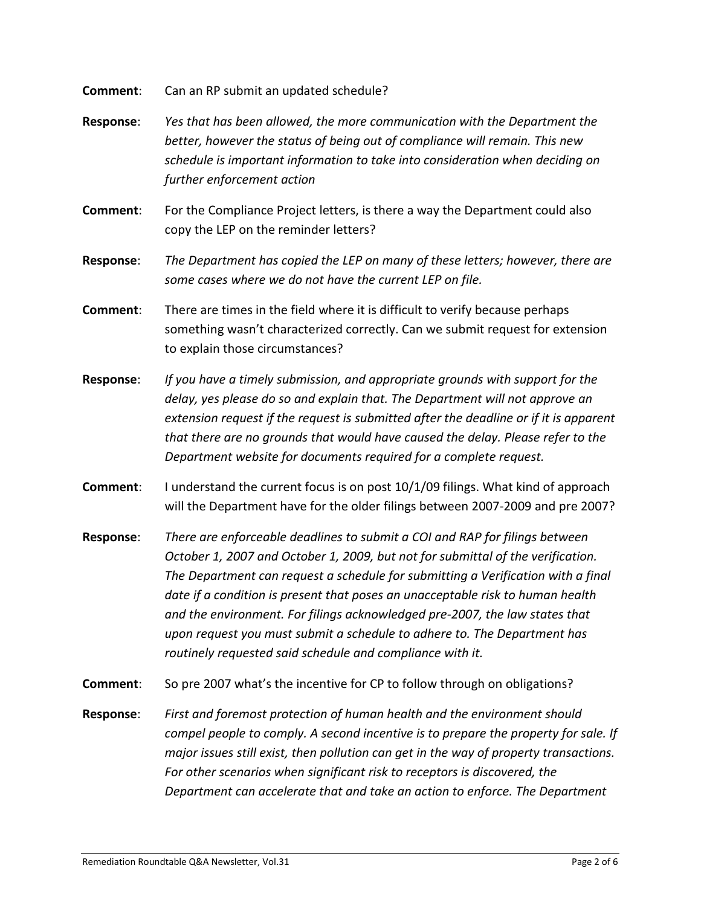**Comment**: Can an RP submit an updated schedule?

**Response**: *Yes that has been allowed, the more communication with the Department the better, however the status of being out of compliance will remain. This new schedule is important information to take into consideration when deciding on further enforcement action*

**Comment**: For the Compliance Project letters, is there a way the Department could also copy the LEP on the reminder letters?

**Response**: *The Department has copied the LEP on many of these letters; however, there are some cases where we do not have the current LEP on file.*

**Comment**: There are times in the field where it is difficult to verify because perhaps something wasn't characterized correctly. Can we submit request for extension to explain those circumstances?

**Response**: *If you have a timely submission, and appropriate grounds with support for the delay, yes please do so and explain that. The Department will not approve an extension request if the request is submitted after the deadline or if it is apparent that there are no grounds that would have caused the delay. Please refer to the Department website for documents required for a complete request.*

**Comment**: I understand the current focus is on post 10/1/09 filings. What kind of approach will the Department have for the older filings between 2007-2009 and pre 2007?

**Response**: *There are enforceable deadlines to submit a COI and RAP for filings between October 1, 2007 and October 1, 2009, but not for submittal of the verification. The Department can request a schedule for submitting a Verification with a final date if a condition is present that poses an unacceptable risk to human health and the environment. For filings acknowledged pre-2007, the law states that upon request you must submit a schedule to adhere to. The Department has routinely requested said schedule and compliance with it.*

**Comment**: So pre 2007 what's the incentive for CP to follow through on obligations?

**Response**: *First and foremost protection of human health and the environment should compel people to comply. A second incentive is to prepare the property for sale. If major issues still exist, then pollution can get in the way of property transactions. For other scenarios when significant risk to receptors is discovered, the Department can accelerate that and take an action to enforce. The Department*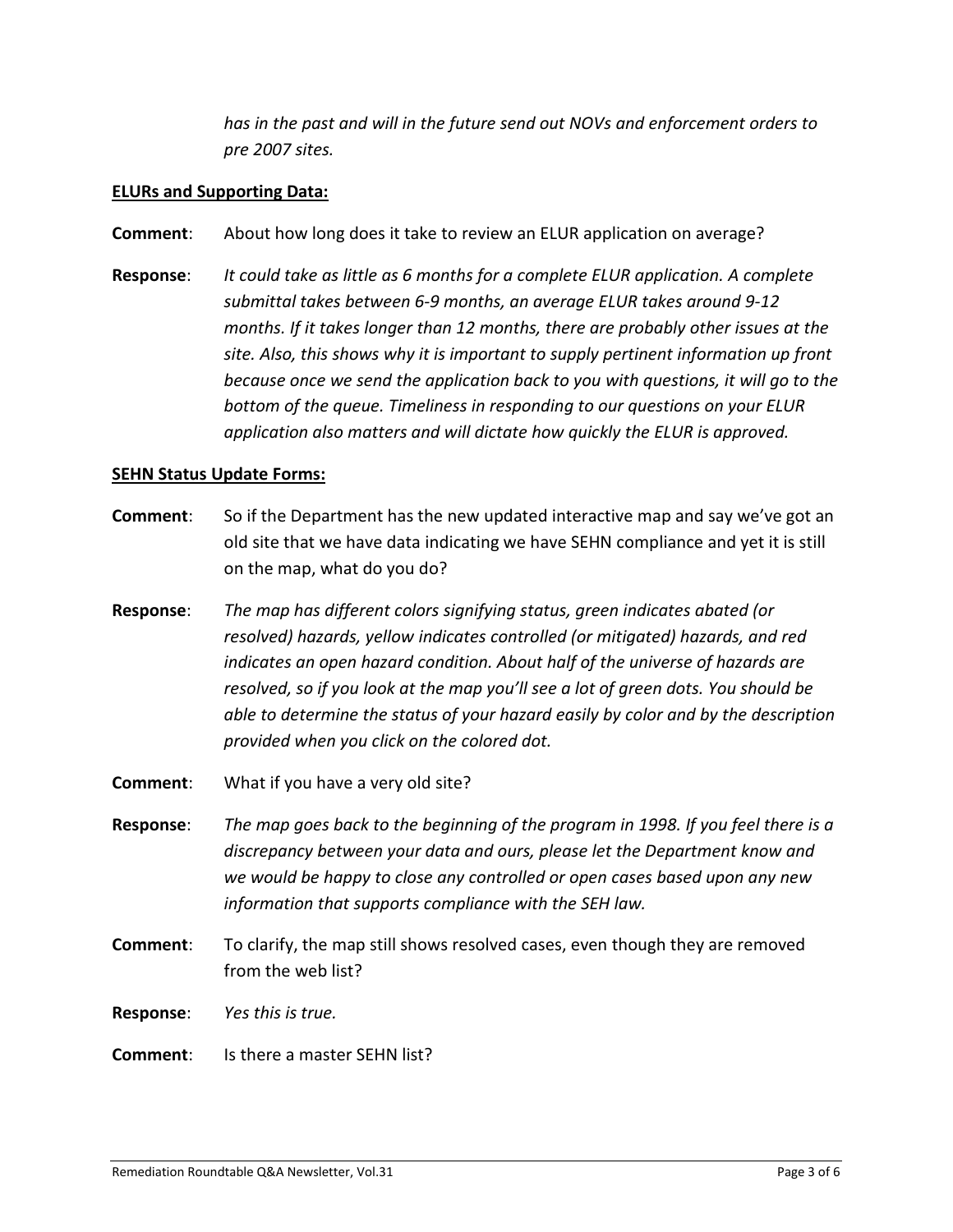*has in the past and will in the future send out NOVs and enforcement orders to pre 2007 sites.*

**ELURs and Supporting Data:**

**Comment**: About how long does it take to review an ELUR application on average?

**Response**: *It could take as little as 6 months for a complete ELUR application. A complete submittal takes between 6-9 months, an average ELUR takes around 9-12 months. If it takes longer than 12 months, there are probably other issues at the site. Also, this shows why it is important to supply pertinent information up front because once we send the application back to you with questions, it will go to the bottom of the queue. Timeliness in responding to our questions on your ELUR application also matters and will dictate how quickly the ELUR is approved.*

**SEHN Status Update Forms:**

**Comment**: So if the Department has the new updated interactive map and say we've got an old site that we have data indicating we have SEHN compliance and yet it is still on the map, what do you do?

**Response**: *The map has different colors signifying status, green indicates abated (or resolved) hazards, yellow indicates controlled (or mitigated) hazards, and red indicates an open hazard condition. About half of the universe of hazards are resolved, so if you look at the map you'll see a lot of green dots. You should be able to determine the status of your hazard easily by color and by the description provided when you click on the colored dot.*

**Comment**: What if you have a very old site?

**Response**: *The map goes back to the beginning of the program in 1998. If you feel there is a discrepancy between your data and ours, please let the Department know and we would be happy to close any controlled or open cases based upon any new information that supports compliance with the SEH law.*

**Comment**: To clarify, the map still shows resolved cases, even though they are removed from the web list?

**Response**: *Yes this is true.*

**Comment**: Is there a master SEHN list?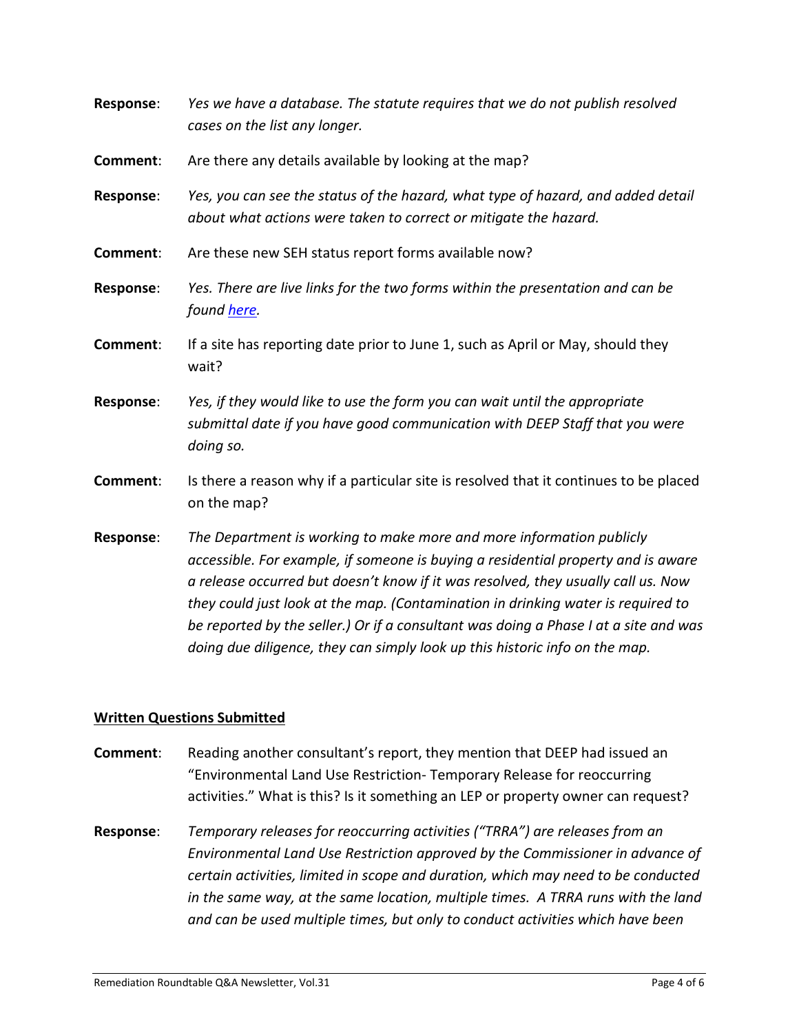**Response**: *Yes we have a database. The statute requires that we do not publish resolved cases on the list any longer.*

**Comment**: Are there any details available by looking at the map?

**Response**: *Yes, you can see the status of the hazard, what type of hazard, and added detail about what actions were taken to correct or mitigate the hazard.*

**Comment**: Are these new SEH status report forms available now?

**Response**: *Yes. There are live links for the two forms within the presentation and can be found here.*

**Comment**: If a site has reporting date prior to June 1, such as April or May, should they wait?

**Response**: *Yes, if they would like to use the form you can wait until the appropriate submittal date if you have good communication with DEEP Staff that you were doing so.*

**Comment**: Is there a reason why if a particular site is resolved that it continues to be placed on the map?

**Response**: *The Department is working to make more and more information publicly accessible. For example, if someone is buying a residential property and is aware a release occurred but doesn't know if it was resolved, they usually call us. Now they could just look at the map. (Contamination in drinking water is required to be reported by the seller.) Or if a consultant was doing a Phase I at a site and was doing due diligence, they can simply look up this historic info on the map.*

## Written Questions Submitted

**Comment**: Reading another consultant's report, they mention that DEEP had issued an "Environmental Land Use Restriction- Temporary Release for reoccurring activities." What is this? Is it something an LEP or property owner can request?

**Response**: *Temporary releases for reoccurring activities ("TRRA") are releases from an Environmental Land Use Restriction approved by the Commissioner in advance of certain activities, limited in scope and duration, which may need to be conducted in the same way, at the same location, multiple times. A TRRA runs with the land and can be used multiple times, but only to conduct activities which have been*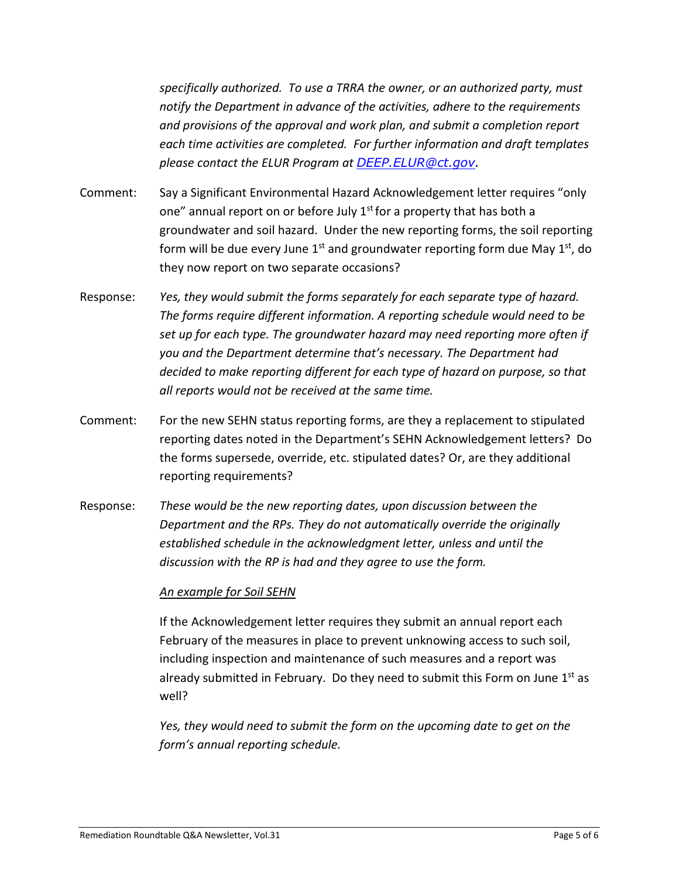*specifically authorized. To use a TRRA the owner, or an authorized party, must notify the Department in advance of the activities, adhere to the requirements and provisions of the approval and work plan, and submit a completion report each time activities are completed. For further information and draft templates please contact the ELUR Program at [DEEP.ELUR@ct.gov](mailto:DEEP.ELUR@ct.gov).*

Comment: Say a Significant Environmental Hazard Acknowledgement letter requires "only one" annual report on or before July 1st for a property that has both a groundwater and soil hazard. Under the new reporting forms, the soil reporting form will be due every June 1st and groundwater reporting form due May 1st, do they now report on two separate occasions?

Response: *Yes, they would submit the forms separately for each separate type of hazard. The forms require different information. A reporting schedule would need to be set up for each type. The groundwater hazard may need reporting more often if you and the Department determine that's necessary. The Department had decided to make reporting different for each type of hazard on purpose, so that all reports would not be received at the same time.*

Comment: For the new SEHN status reporting forms, are they a replacement to stipulated reporting dates noted in the Department's SEHN Acknowledgement letters? Do the forms supersede, override, etc. stipulated dates? Or, are they additional reporting requirements?

Response: *These would be the new reporting dates, upon discussion between the Department and the RPs. They do not automatically override the originally established schedule in the acknowledgment letter, unless and until the discussion with the RP is had and they agree to use the form.*

*An example for Soil SEHN*

If the Acknowledgement letter requires they submit an annual report each February of the measures in place to prevent unknowing access to such soil, including inspection and maintenance of such measures and a report was already submitted in February. Do they need to submit this Form on June 1st as well?

*Yes, they would need to submit the form on the upcoming date to get on the form's annual reporting schedule.*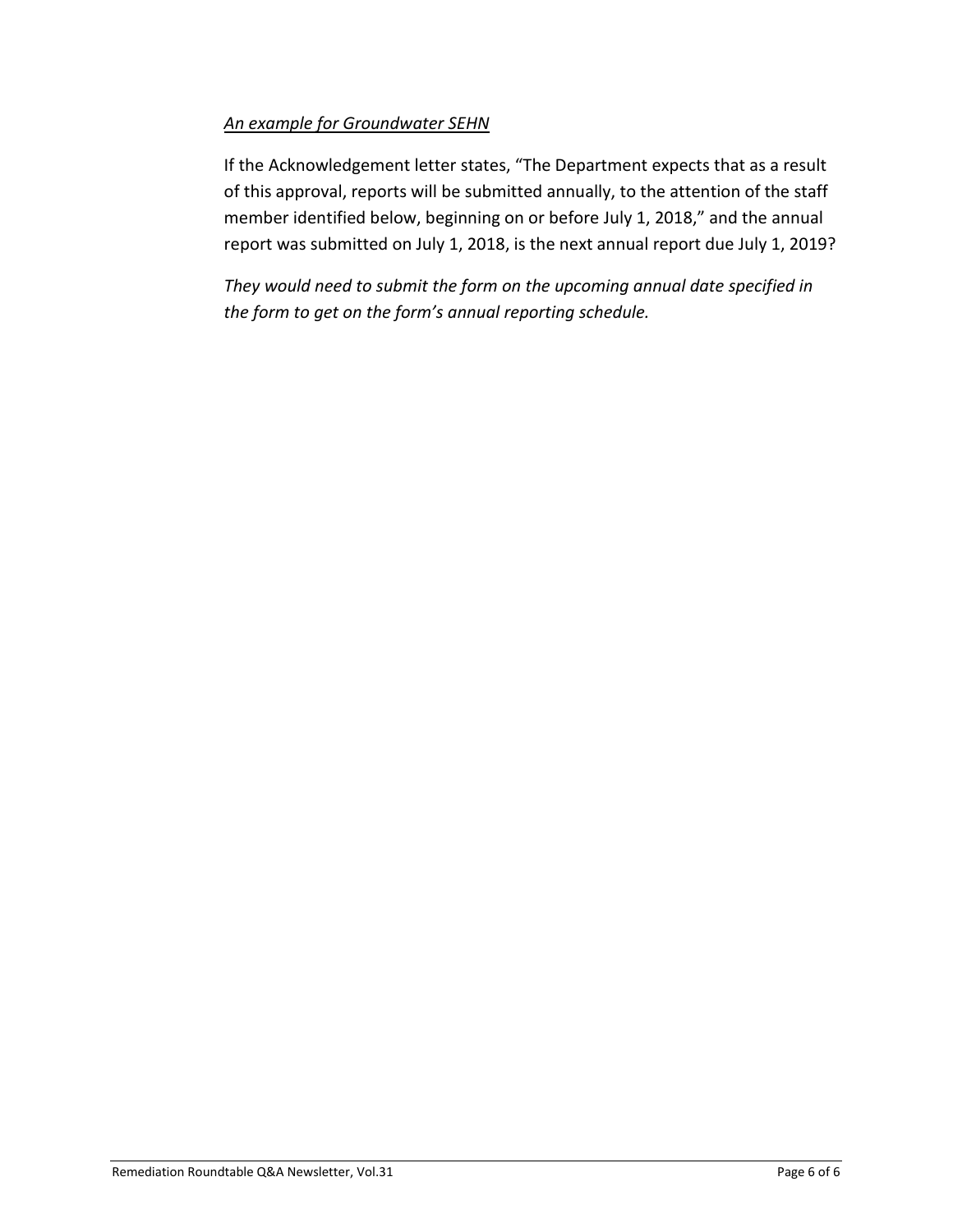*<u>An example for Groundwater SEHN</u>*

If the Acknowledgement letter states, “The Department expects that as a result of this approval, reports will be submitted annually, to the attention of the staff member identified below, beginning on or before July 1, 2018,” and the annual report was submitted on July 1, 2018, is the next annual report due July 1, 2019?

*They would need to submit the form on the upcoming annual date specified in the form to get on the form’s annual reporting schedule.*